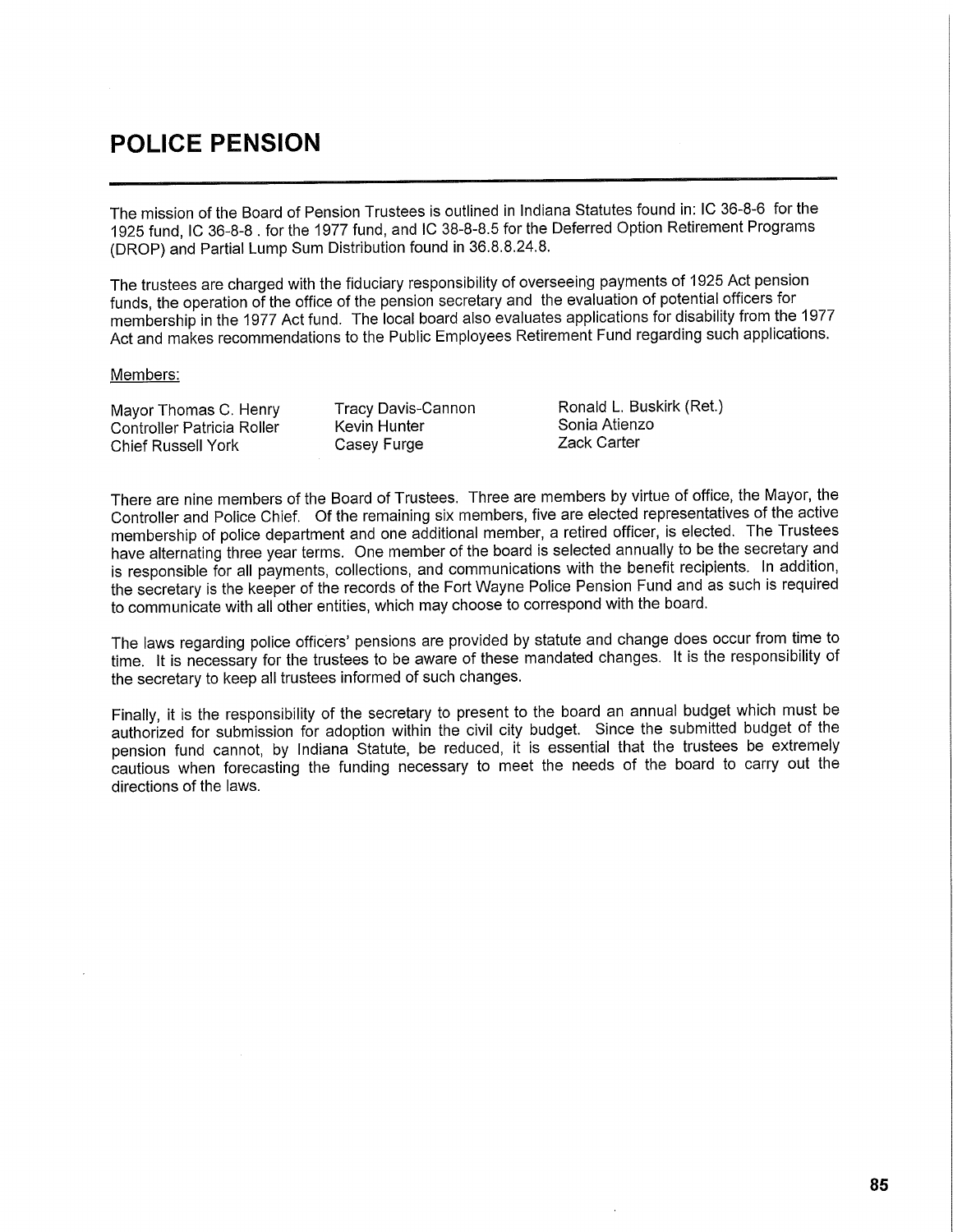# POLICE PENSION

The mission of the Board of Pension Trustees is outlined in Indiana Statutes found in: IC 36-8-6 for the 1925 fund, IC 36-8-8 . for the 1977 fund, and IC 38-8-8.5 for the Deferred Option Retirement Programs (DROP) and Partial Lump Sum Distribution found in 36.8.8.24.8.

The trustees are charged with the fiduciary responsibility of overseeing payments of 1925 Act pension funds, the operation of the office of the pension secretary and the evaluation of potential officers for membership in the 1977 Act fund. The local board also evaluates applications for disability from the 1977 Act and makes recommendations to the Public Employees Retirement Fund regarding such applications.

Members:

| | | |
|---|---|---|
| Mayor Thomas C. Henry | Tracy Davis-Cannon | Ronald L. Buskirk (Ret.) |
| Controller Patricia Roller | Kevin Hunter | Sonia Atienzo |
| Chief Russell York | Casey Furge | Zack Carter |

There are nine members of the Board of Trustees. Three are members by virtue of office, the Mayor, the Controller and Police Chief. Of the remaining six members, five are elected representatives of the active membership of police department and one additional member, a retired officer, is elected. The Trustees have alternating three year terms. One member of the board is selected annually to be the secretary and is responsible for all payments, collections, and communications with the benefit recipients. In addition, the secretary is the keeper of the records of the Fort Wayne Police Pension Fund and as such is required to communicate with all other entities, which may choose to correspond with the board.

The laws regarding police officers' pensions are provided by statute and change does occur from time to time. It is necessary for the trustees to be aware of these mandated changes. It is the responsibility of the secretary to keep all trustees informed of such changes.

Finally, it is the responsibility of the secretary to present to the board an annual budget which must be authorized for submission for adoption within the civil city budget. Since the submitted budget of the pension fund cannot, by Indiana Statute, be reduced, it is essential that the trustees be extremely cautious when forecasting the funding necessary to meet the needs of the board to carry out the directions of the laws.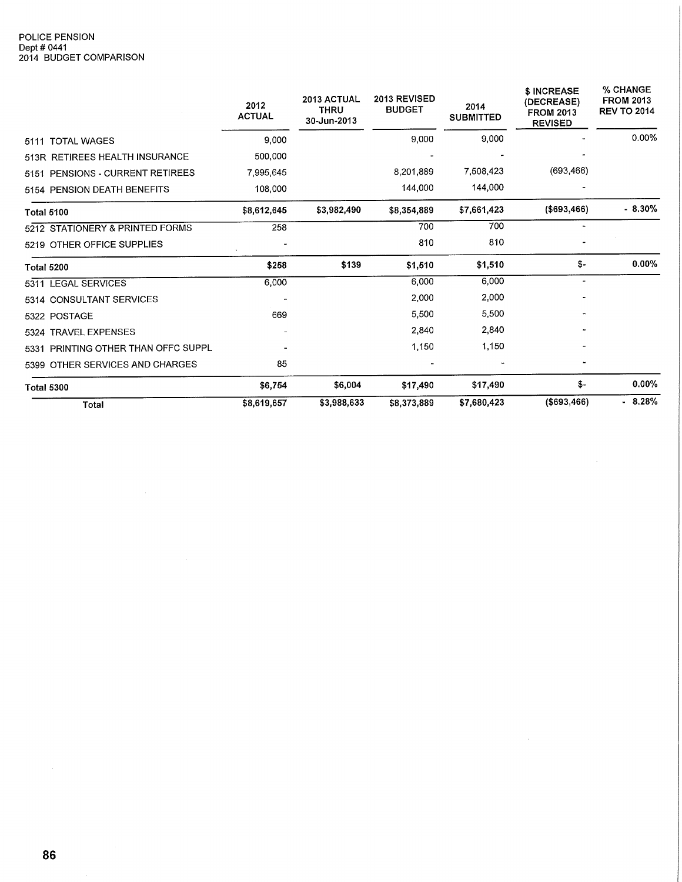POLICE PENSION
Dept # 0441
2014 BUDGET COMPARISON

| | 2012 ACTUAL | 2013 ACTUAL THRU 30-Jun-2013 | 2013 REVISED BUDGET | 2014 SUBMITTED | $ INCREASE (DECREASE) FROM 2013 REVISED | % CHANGE FROM 2013 REV TO 2014 |
|---|---|---|---|---|---|---|
| 5111 TOTAL WAGES | 9,000 | | 9,000 | 9,000 | - | 0.00% |
| 513R RETIREES HEALTH INSURANCE | 500,000 | | - | - | - | |
| 5151 PENSIONS - CURRENT RETIREES | 7,995,645 | | 8,201,889 | 7,508,423 | (693,466) | |
| 5154 PENSION DEATH BENEFITS | 108,000 | | 144,000 | 144,000 | - | |
| **Total 5100** | **$8,612,645** | **$3,982,490** | **$8,354,889** | **$7,661,423** | **($693,466)** | **- 8.30%** |
| 5212 STATIONERY & PRINTED FORMS | 258 | | 700 | 700 | - | |
| 5219 OTHER OFFICE SUPPLIES | - | | 810 | 810 | - | |
| **Total 5200** | **$258** | **$139** | **$1,510** | **$1,510** | **$-** | **0.00%** |
| 5311 LEGAL SERVICES | 6,000 | | 6,000 | 6,000 | - | |
| 5314 CONSULTANT SERVICES | - | | 2,000 | 2,000 | - | |
| 5322 POSTAGE | 669 | | 5,500 | 5,500 | - | |
| 5324 TRAVEL EXPENSES | - | | 2,840 | 2,840 | - | |
| 5331 PRINTING OTHER THAN OFFC SUPPL | - | | 1,150 | 1,150 | - | |
| 5399 OTHER SERVICES AND CHARGES | 85 | | - | - | - | |
| **Total 5300** | **$6,754** | **$6,004** | **$17,490** | **$17,490** | **$-** | **0.00%** |
| **Total** | **$8,619,657** | **$3,988,633** | **$8,373,889** | **$7,680,423** | **($693,466)** | **- 8.28%** |